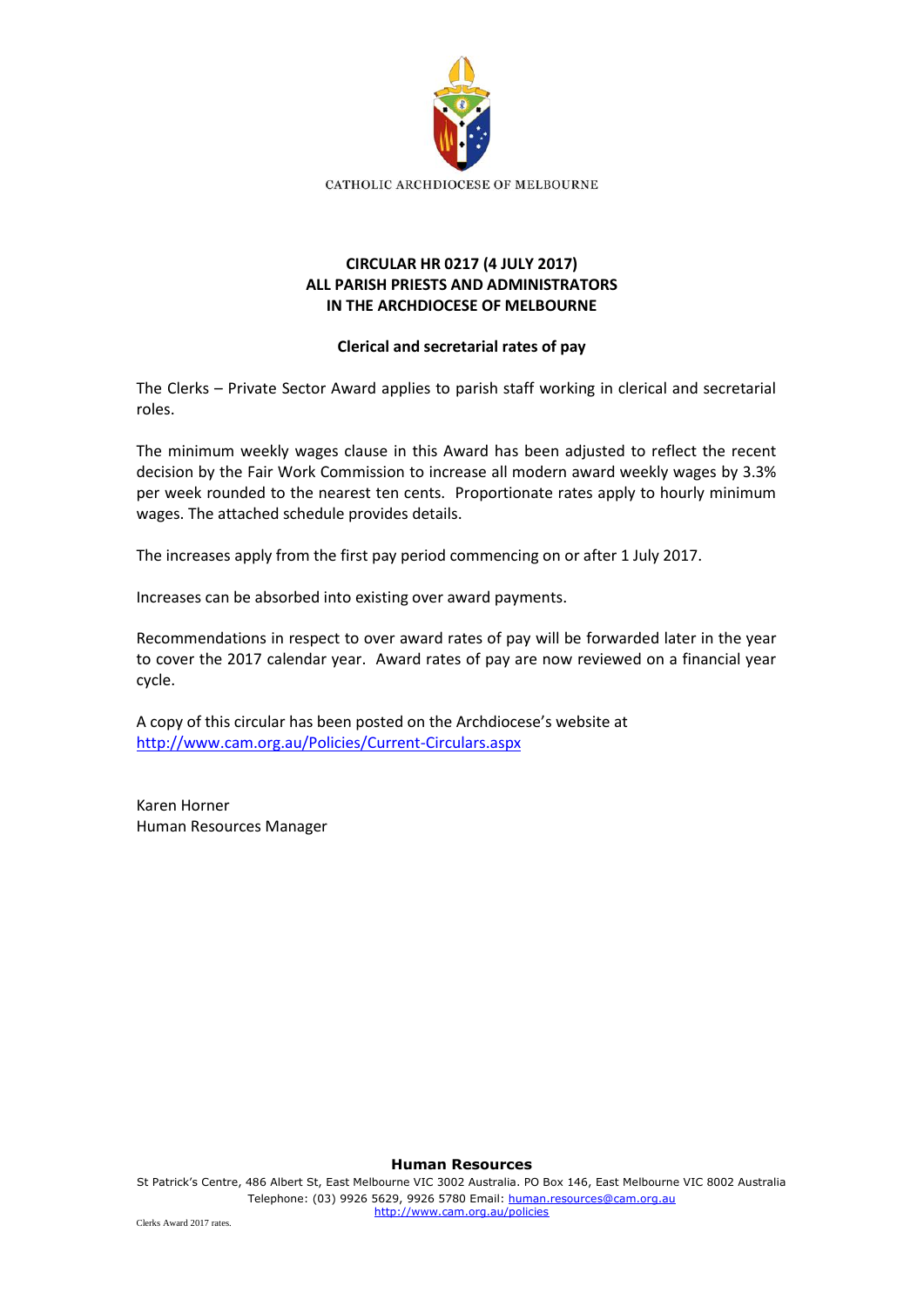CATHOLIC ARCHDIOCESE OF MELBOURNE

**CIRCULAR HR 0217 (4 JULY 2017)**
**ALL PARISH PRIESTS AND ADMINISTRATORS**
**IN THE ARCHDIOCESE OF MELBOURNE**

**Clerical and secretarial rates of pay**

The Clerks – Private Sector Award applies to parish staff working in clerical and secretarial roles.

The minimum weekly wages clause in this Award has been adjusted to reflect the recent decision by the Fair Work Commission to increase all modern award weekly wages by 3.3% per week rounded to the nearest ten cents. Proportionate rates apply to hourly minimum wages. The attached schedule provides details.

The increases apply from the first pay period commencing on or after 1 July 2017.

Increases can be absorbed into existing over award payments.

Recommendations in respect to over award rates of pay will be forwarded later in the year to cover the 2017 calendar year. Award rates of pay are now reviewed on a financial year cycle.

A copy of this circular has been posted on the Archdiocese's website at
http://www.cam.org.au/Policies/Current-Circulars.aspx

Karen Horner
Human Resources Manager

**Human Resources**
St Patrick's Centre, 486 Albert St, East Melbourne VIC 3002 Australia. PO Box 146, East Melbourne VIC 8002 Australia
Telephone: (03) 9926 5629, 9926 5780 Email: human.resources@cam.org.au
http://www.cam.org.au/policies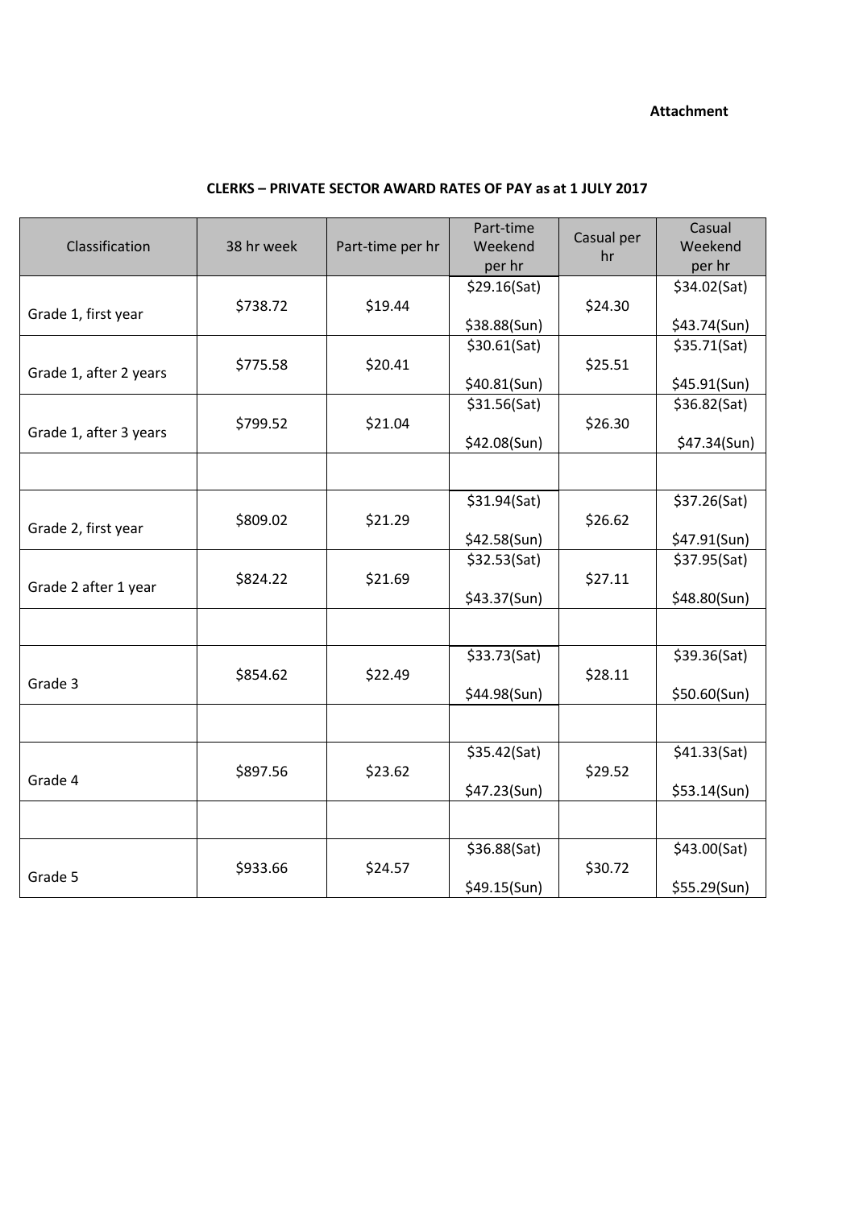**Attachment**

**CLERKS – PRIVATE SECTOR AWARD RATES OF PAY as at 1 JULY 2017**

| Classification | 38 hr week | Part-time per hr | Part-time Weekend per hr | Casual per hr | Casual Weekend per hr |
|---|---|---|---|---|---|
| Grade 1, first year | $738.72 | $19.44 | $29.16(Sat) $38.88(Sun) | $24.30 | $34.02(Sat) $43.74(Sun) |
| Grade 1, after 2 years | $775.58 | $20.41 | $30.61(Sat) $40.81(Sun) | $25.51 | $35.71(Sat) $45.91(Sun) |
| Grade 1, after 3 years | $799.52 | $21.04 | $31.56(Sat) $42.08(Sun) | $26.30 | $36.82(Sat) $47.34(Sun) |
| | | | | | |
| Grade 2, first year | $809.02 | $21.29 | $31.94(Sat) $42.58(Sun) | $26.62 | $37.26(Sat) $47.91(Sun) |
| Grade 2 after 1 year | $824.22 | $21.69 | $32.53(Sat) $43.37(Sun) | $27.11 | $37.95(Sat) $48.80(Sun) |
| | | | | | |
| Grade 3 | $854.62 | $22.49 | $33.73(Sat) $44.98(Sun) | $28.11 | $39.36(Sat) $50.60(Sun) |
| | | | | | |
| Grade 4 | $897.56 | $23.62 | $35.42(Sat) $47.23(Sun) | $29.52 | $41.33(Sat) $53.14(Sun) |
| | | | | | |
| Grade 5 | $933.66 | $24.57 | $36.88(Sat) $49.15(Sun) | $30.72 | $43.00(Sat) $55.29(Sun) |